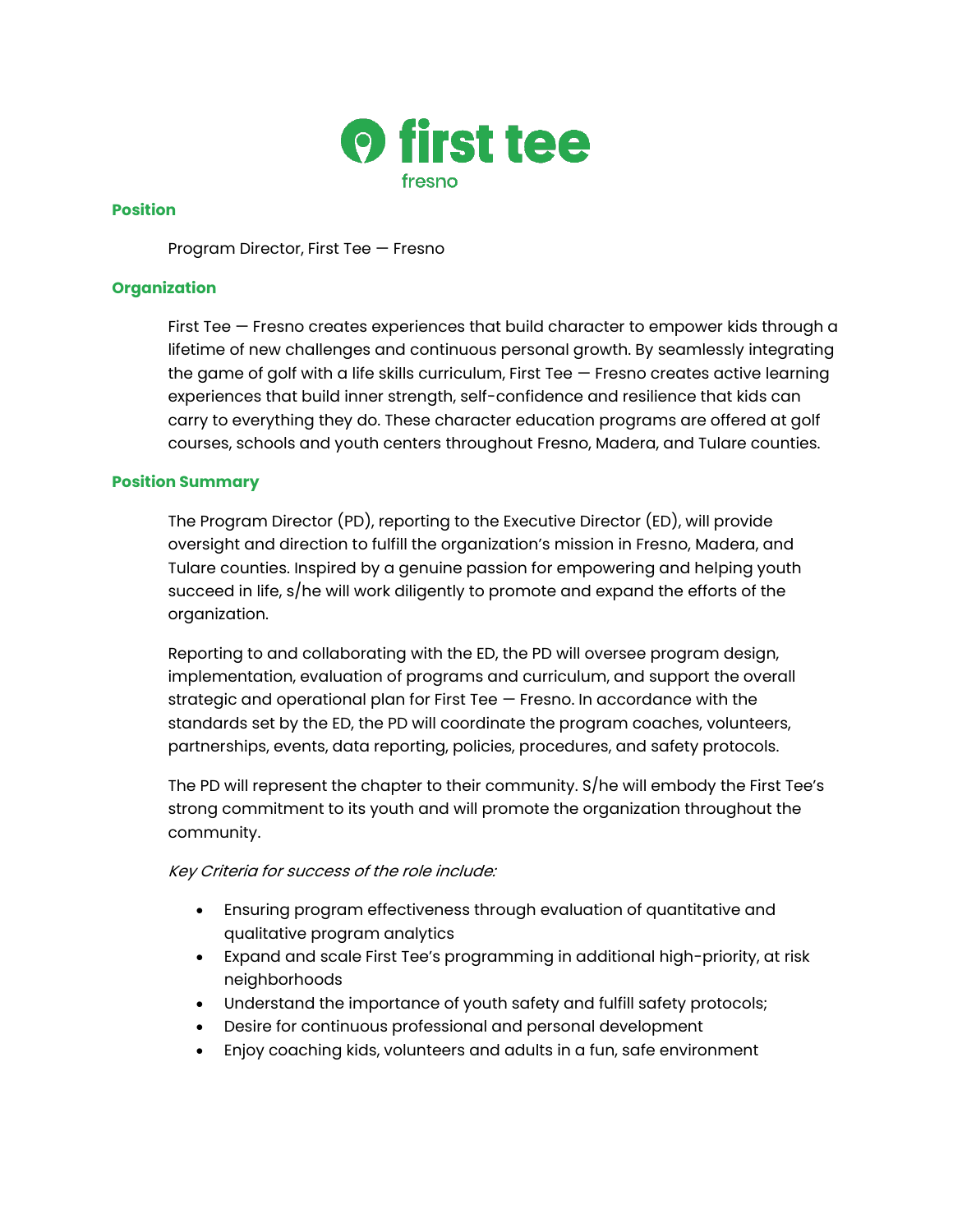first tee
fresno

## Position

Program Director, First Tee — Fresno

## Organization

First Tee — Fresno creates experiences that build character to empower kids through a lifetime of new challenges and continuous personal growth. By seamlessly integrating the game of golf with a life skills curriculum, First Tee — Fresno creates active learning experiences that build inner strength, self-confidence and resilience that kids can carry to everything they do. These character education programs are offered at golf courses, schools and youth centers throughout Fresno, Madera, and Tulare counties.

## Position Summary

The Program Director (PD), reporting to the Executive Director (ED), will provide oversight and direction to fulfill the organization's mission in Fresno, Madera, and Tulare counties. Inspired by a genuine passion for empowering and helping youth succeed in life, s/he will work diligently to promote and expand the efforts of the organization.

Reporting to and collaborating with the ED, the PD will oversee program design, implementation, evaluation of programs and curriculum, and support the overall strategic and operational plan for First Tee — Fresno. In accordance with the standards set by the ED, the PD will coordinate the program coaches, volunteers, partnerships, events, data reporting, policies, procedures, and safety protocols.

The PD will represent the chapter to their community. S/he will embody the First Tee's strong commitment to its youth and will promote the organization throughout the community.

*Key Criteria for success of the role include:*

- Ensuring program effectiveness through evaluation of quantitative and qualitative program analytics
- Expand and scale First Tee's programming in additional high-priority, at risk neighborhoods
- Understand the importance of youth safety and fulfill safety protocols;
- Desire for continuous professional and personal development
- Enjoy coaching kids, volunteers and adults in a fun, safe environment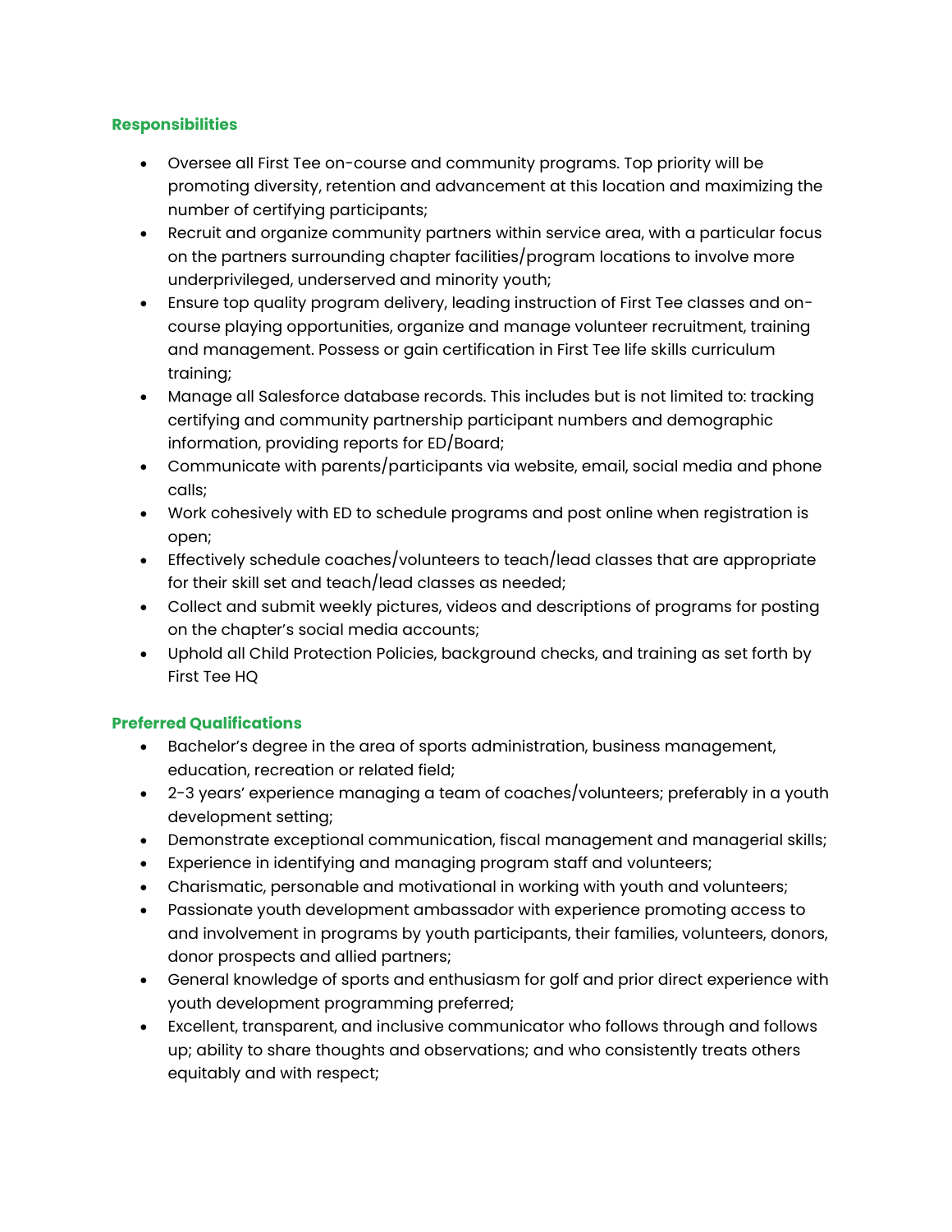### Responsibilities

- Oversee all First Tee on-course and community programs. Top priority will be promoting diversity, retention and advancement at this location and maximizing the number of certifying participants;
- Recruit and organize community partners within service area, with a particular focus on the partners surrounding chapter facilities/program locations to involve more underprivileged, underserved and minority youth;
- Ensure top quality program delivery, leading instruction of First Tee classes and on-course playing opportunities, organize and manage volunteer recruitment, training and management. Possess or gain certification in First Tee life skills curriculum training;
- Manage all Salesforce database records. This includes but is not limited to: tracking certifying and community partnership participant numbers and demographic information, providing reports for ED/Board;
- Communicate with parents/participants via website, email, social media and phone calls;
- Work cohesively with ED to schedule programs and post online when registration is open;
- Effectively schedule coaches/volunteers to teach/lead classes that are appropriate for their skill set and teach/lead classes as needed;
- Collect and submit weekly pictures, videos and descriptions of programs for posting on the chapter's social media accounts;
- Uphold all Child Protection Policies, background checks, and training as set forth by First Tee HQ

### Preferred Qualifications

- Bachelor's degree in the area of sports administration, business management, education, recreation or related field;
- 2-3 years' experience managing a team of coaches/volunteers; preferably in a youth development setting;
- Demonstrate exceptional communication, fiscal management and managerial skills;
- Experience in identifying and managing program staff and volunteers;
- Charismatic, personable and motivational in working with youth and volunteers;
- Passionate youth development ambassador with experience promoting access to and involvement in programs by youth participants, their families, volunteers, donors, donor prospects and allied partners;
- General knowledge of sports and enthusiasm for golf and prior direct experience with youth development programming preferred;
- Excellent, transparent, and inclusive communicator who follows through and follows up; ability to share thoughts and observations; and who consistently treats others equitably and with respect;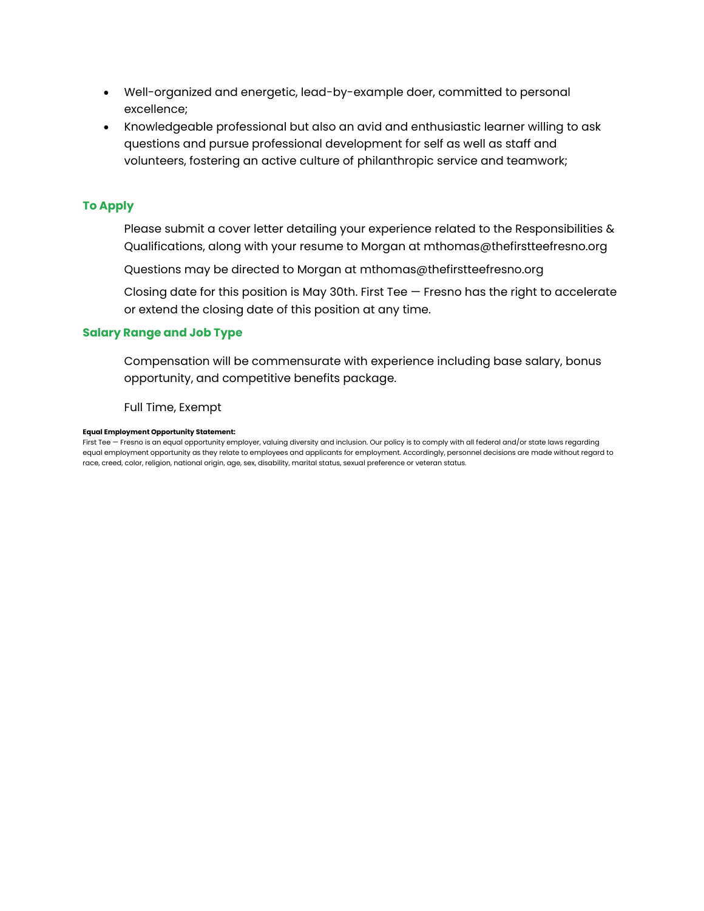- Well-organized and energetic, lead-by-example doer, committed to personal excellence;
- Knowledgeable professional but also an avid and enthusiastic learner willing to ask questions and pursue professional development for self as well as staff and volunteers, fostering an active culture of philanthropic service and teamwork;

## To Apply

Please submit a cover letter detailing your experience related to the Responsibilities & Qualifications, along with your resume to Morgan at mthomas@thefirstteefresno.org

Questions may be directed to Morgan at mthomas@thefirstteefresno.org

Closing date for this position is May 30th. First Tee — Fresno has the right to accelerate or extend the closing date of this position at any time.

## Salary Range and Job Type

Compensation will be commensurate with experience including base salary, bonus opportunity, and competitive benefits package.

Full Time, Exempt

**Equal Employment Opportunity Statement:**
First Tee — Fresno is an equal opportunity employer, valuing diversity and inclusion. Our policy is to comply with all federal and/or state laws regarding equal employment opportunity as they relate to employees and applicants for employment. Accordingly, personnel decisions are made without regard to race, creed, color, religion, national origin, age, sex, disability, marital status, sexual preference or veteran status.